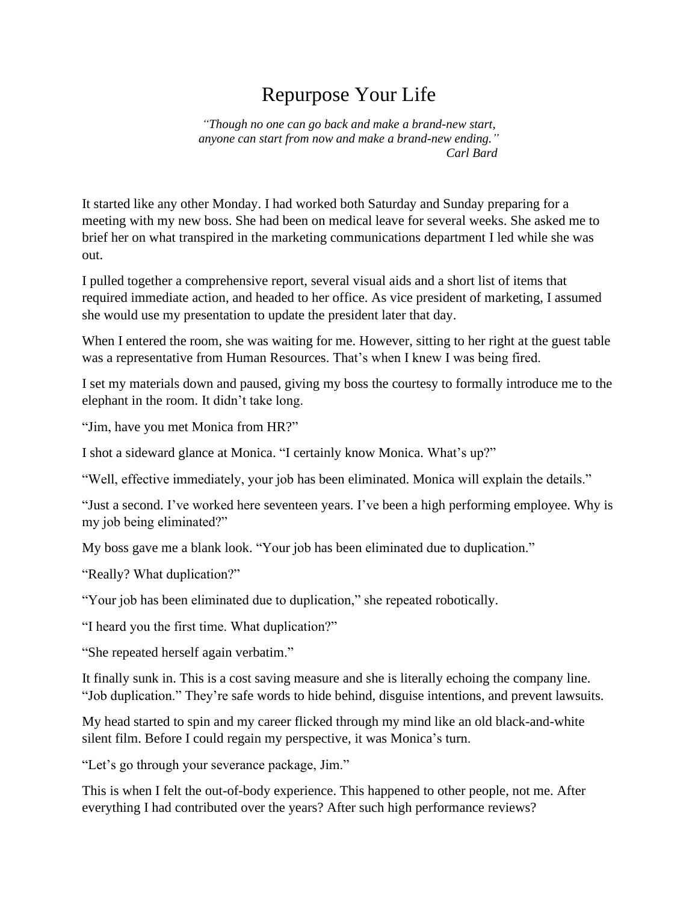# Repurpose Your Life

*"Though no one can go back and make a brand-new start, anyone can start from now and make a brand-new ending."*
*Carl Bard*

It started like any other Monday. I had worked both Saturday and Sunday preparing for a meeting with my new boss. She had been on medical leave for several weeks. She asked me to brief her on what transpired in the marketing communications department I led while she was out.

I pulled together a comprehensive report, several visual aids and a short list of items that required immediate action, and headed to her office. As vice president of marketing, I assumed she would use my presentation to update the president later that day.

When I entered the room, she was waiting for me. However, sitting to her right at the guest table was a representative from Human Resources. That's when I knew I was being fired.

I set my materials down and paused, giving my boss the courtesy to formally introduce me to the elephant in the room. It didn't take long.

"Jim, have you met Monica from HR?"

I shot a sideward glance at Monica. "I certainly know Monica. What's up?"

"Well, effective immediately, your job has been eliminated. Monica will explain the details."

"Just a second. I've worked here seventeen years. I've been a high performing employee. Why is my job being eliminated?"

My boss gave me a blank look. "Your job has been eliminated due to duplication."

"Really? What duplication?"

"Your job has been eliminated due to duplication," she repeated robotically.

"I heard you the first time. What duplication?"

"She repeated herself again verbatim."

It finally sunk in. This is a cost saving measure and she is literally echoing the company line. "Job duplication." They're safe words to hide behind, disguise intentions, and prevent lawsuits.

My head started to spin and my career flicked through my mind like an old black-and-white silent film. Before I could regain my perspective, it was Monica's turn.

"Let's go through your severance package, Jim."

This is when I felt the out-of-body experience. This happened to other people, not me. After everything I had contributed over the years? After such high performance reviews?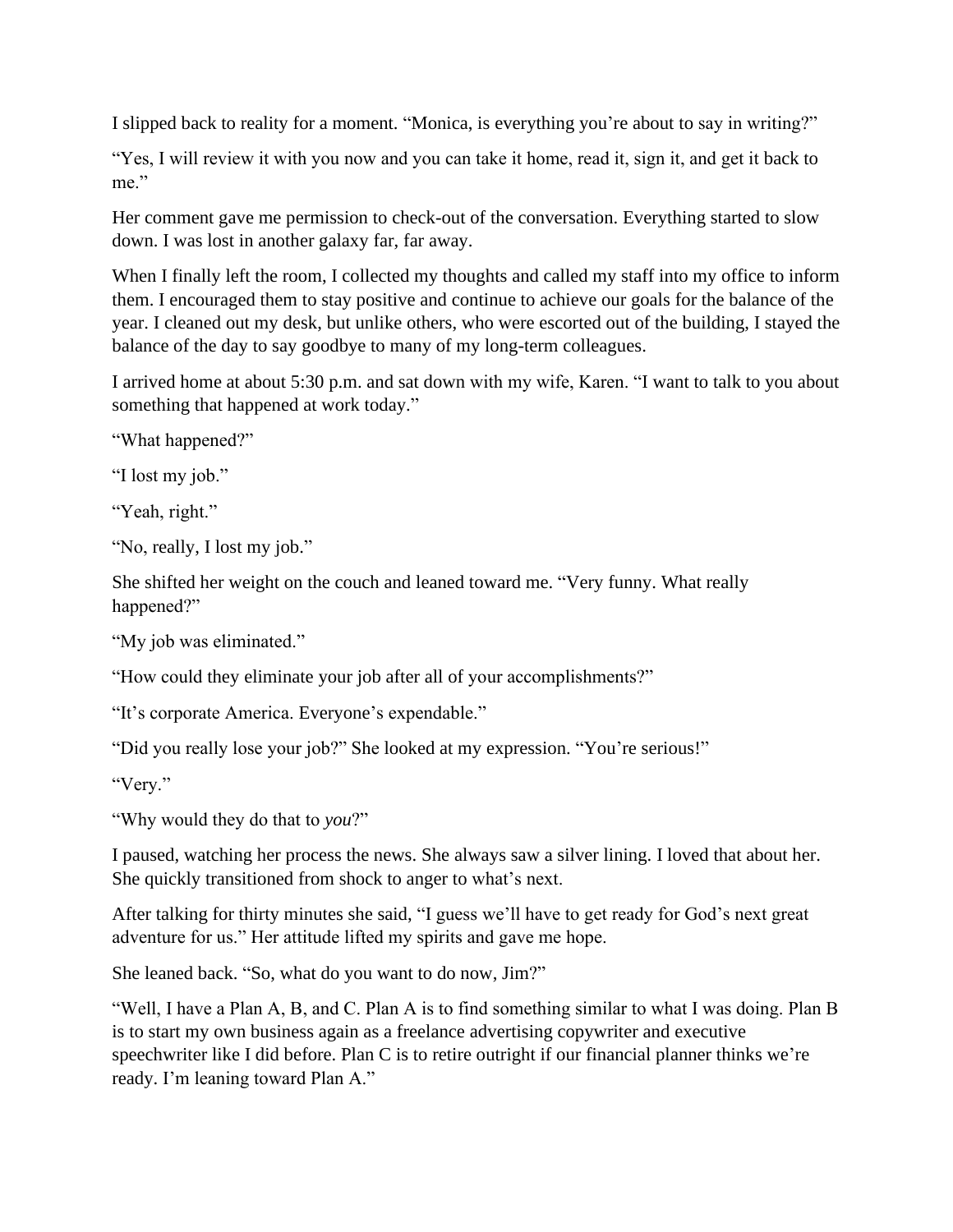I slipped back to reality for a moment. “Monica, is everything you’re about to say in writing?”

“Yes, I will review it with you now and you can take it home, read it, sign it, and get it back to me.”

Her comment gave me permission to check-out of the conversation. Everything started to slow down. I was lost in another galaxy far, far away.

When I finally left the room, I collected my thoughts and called my staff into my office to inform them. I encouraged them to stay positive and continue to achieve our goals for the balance of the year. I cleaned out my desk, but unlike others, who were escorted out of the building, I stayed the balance of the day to say goodbye to many of my long-term colleagues.

I arrived home at about 5:30 p.m. and sat down with my wife, Karen. “I want to talk to you about something that happened at work today.”

“What happened?”

“I lost my job.”

“Yeah, right.”

“No, really, I lost my job.”

She shifted her weight on the couch and leaned toward me. “Very funny. What really happened?”

“My job was eliminated.”

“How could they eliminate your job after all of your accomplishments?”

“It’s corporate America. Everyone’s expendable.”

“Did you really lose your job?” She looked at my expression. “You’re serious!”

“Very.”

“Why would they do that to *you*?”

I paused, watching her process the news. She always saw a silver lining. I loved that about her. She quickly transitioned from shock to anger to what’s next.

After talking for thirty minutes she said, “I guess we’ll have to get ready for God’s next great adventure for us.” Her attitude lifted my spirits and gave me hope.

She leaned back. “So, what do you want to do now, Jim?”

“Well, I have a Plan A, B, and C. Plan A is to find something similar to what I was doing. Plan B is to start my own business again as a freelance advertising copywriter and executive speechwriter like I did before. Plan C is to retire outright if our financial planner thinks we’re ready. I’m leaning toward Plan A.”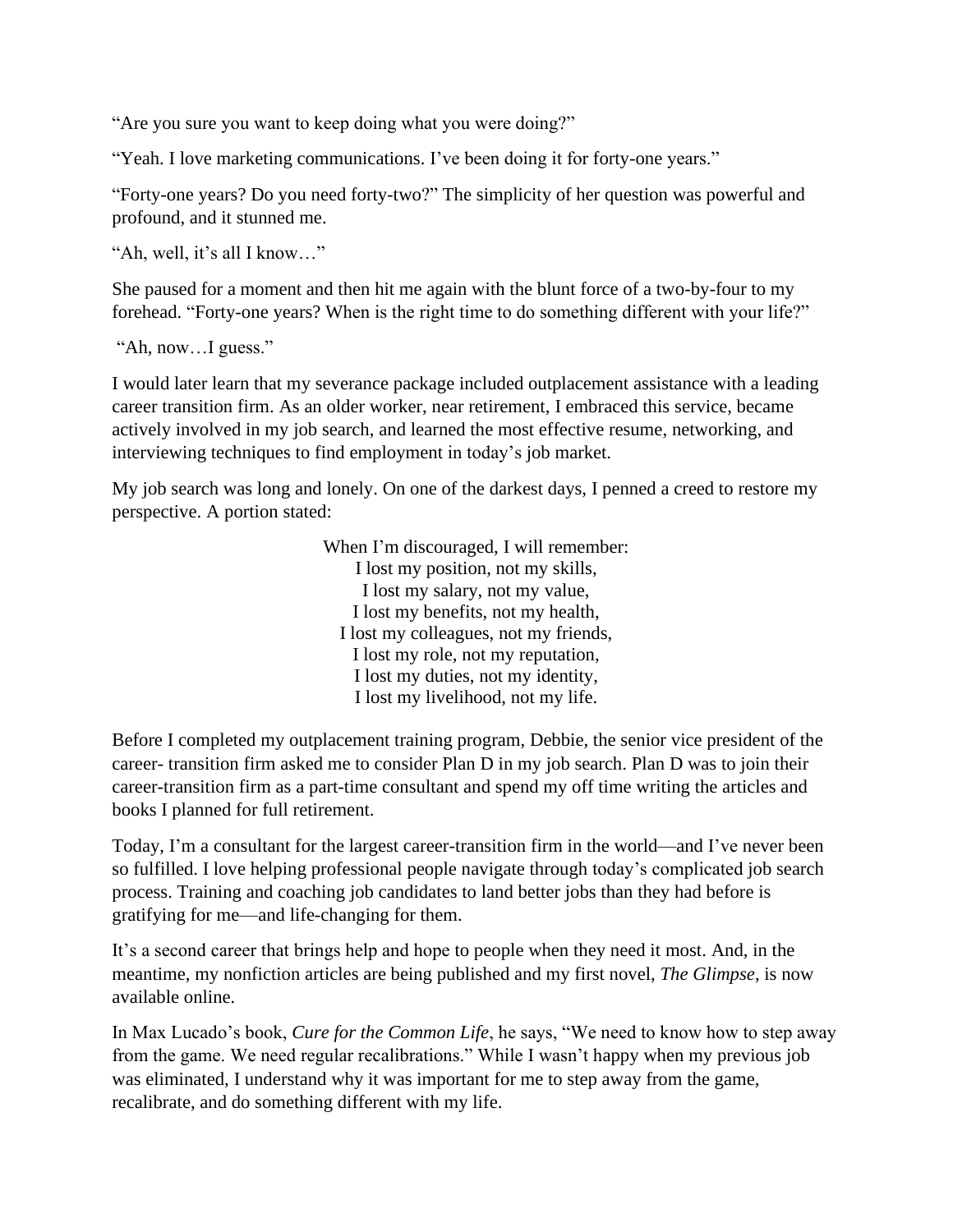"Are you sure you want to keep doing what you were doing?"

"Yeah. I love marketing communications. I've been doing it for forty-one years."

"Forty-one years? Do you need forty-two?" The simplicity of her question was powerful and profound, and it stunned me.

"Ah, well, it's all I know…"

She paused for a moment and then hit me again with the blunt force of a two-by-four to my forehead. "Forty-one years? When is the right time to do something different with your life?"

"Ah, now…I guess."

I would later learn that my severance package included outplacement assistance with a leading career transition firm. As an older worker, near retirement, I embraced this service, became actively involved in my job search, and learned the most effective resume, networking, and interviewing techniques to find employment in today's job market.

My job search was long and lonely. On one of the darkest days, I penned a creed to restore my perspective. A portion stated:

> When I'm discouraged, I will remember:
> I lost my position, not my skills,
> I lost my salary, not my value,
> I lost my benefits, not my health,
> I lost my colleagues, not my friends,
> I lost my role, not my reputation,
> I lost my duties, not my identity,
> I lost my livelihood, not my life.

Before I completed my outplacement training program, Debbie, the senior vice president of the career- transition firm asked me to consider Plan D in my job search. Plan D was to join their career-transition firm as a part-time consultant and spend my off time writing the articles and books I planned for full retirement.

Today, I'm a consultant for the largest career-transition firm in the world—and I've never been so fulfilled. I love helping professional people navigate through today's complicated job search process. Training and coaching job candidates to land better jobs than they had before is gratifying for me—and life-changing for them.

It's a second career that brings help and hope to people when they need it most. And, in the meantime, my nonfiction articles are being published and my first novel, *The Glimpse*, is now available online.

In Max Lucado's book, *Cure for the Common Life*, he says, "We need to know how to step away from the game. We need regular recalibrations." While I wasn't happy when my previous job was eliminated, I understand why it was important for me to step away from the game, recalibrate, and do something different with my life.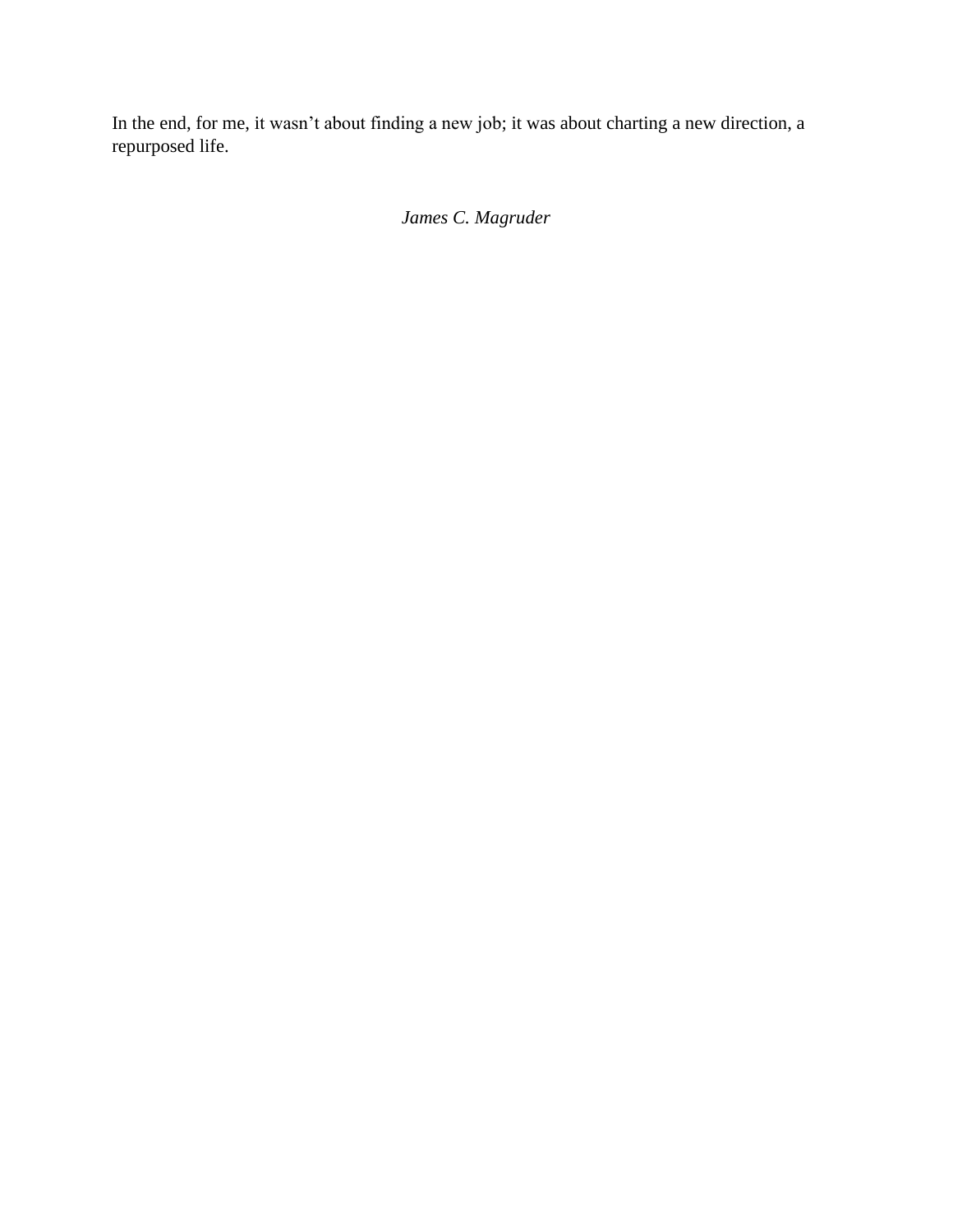In the end, for me, it wasn’t about finding a new job; it was about charting a new direction, a repurposed life.

*James C. Magruder*